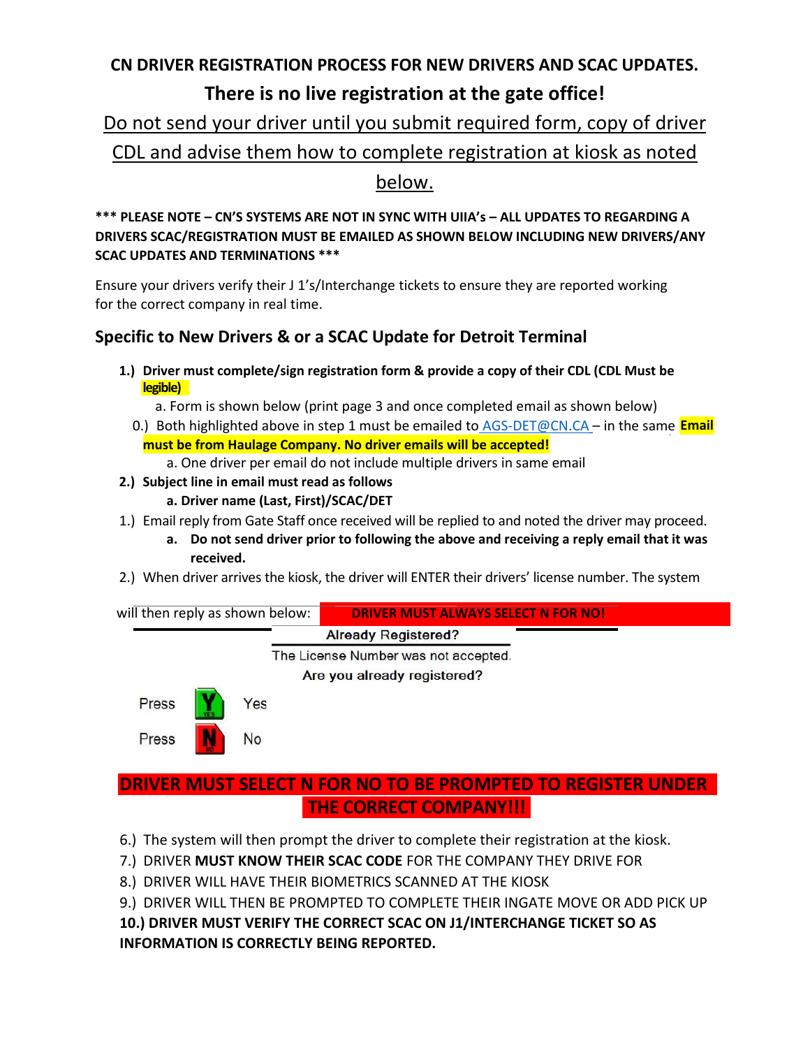**CN DRIVER REGISTRATION PROCESS FOR NEW DRIVERS AND SCAC UPDATES.**

**There is no live registration at the gate office!**

Do not send your driver until you submit required form, copy of driver CDL and advise them how to complete registration at kiosk as noted below.

**\*\*\* PLEASE NOTE – CN'S SYSTEMS ARE NOT IN SYNC WITH UIIA's – ALL UPDATES TO REGARDING A DRIVERS SCAC/REGISTRATION MUST BE EMAILED AS SHOWN BELOW INCLUDING NEW DRIVERS/ANY SCAC UPDATES AND TERMINATIONS \*\*\***

Ensure your drivers verify their J 1's/Interchange tickets to ensure they are reported working for the correct company in real time.

## Specific to New Drivers & or a SCAC Update for Detroit Terminal

1.) **Driver must complete/sign registration form & provide a copy of their CDL (CDL Must be legible)**
   - a. Form is shown below (print page 3 and once completed email as shown below)

0.) Both highlighted above in step 1 must be emailed to AGS-DET@CN.CA – in the same **Email must be from Haulage Company. No driver emails will be accepted!**
   - a. One driver per email do not include multiple drivers in same email

2.) **Subject line in email must read as follows**
   - **a. Driver name (Last, First)/SCAC/DET**

1.) Email reply from Gate Staff once received will be replied to and noted the driver may proceed.
   - **a. Do not send driver prior to following the above and receiving a reply email that it was received.**

2.) When driver arrives the kiosk, the driver will ENTER their drivers' license number. The system will then reply as shown below: **DRIVER MUST ALWAYS SELECT N FOR NO!**

Already Registered?

The License Number was not accepted.

Are you already registered?

Press Y Yes

Press N No

**DRIVER MUST SELECT N FOR NO TO BE PROMPTED TO REGISTER UNDER THE CORRECT COMPANY!!!**

6.) The system will then prompt the driver to complete their registration at the kiosk.

7.) DRIVER **MUST KNOW THEIR SCAC CODE** FOR THE COMPANY THEY DRIVE FOR

8.) DRIVER WILL HAVE THEIR BIOMETRICS SCANNED AT THE KIOSK

9.) DRIVER WILL THEN BE PROMPTED TO COMPLETE THEIR INGATE MOVE OR ADD PICK UP

**10.) DRIVER MUST VERIFY THE CORRECT SCAC ON J1/INTERCHANGE TICKET SO AS INFORMATION IS CORRECTLY BEING REPORTED.**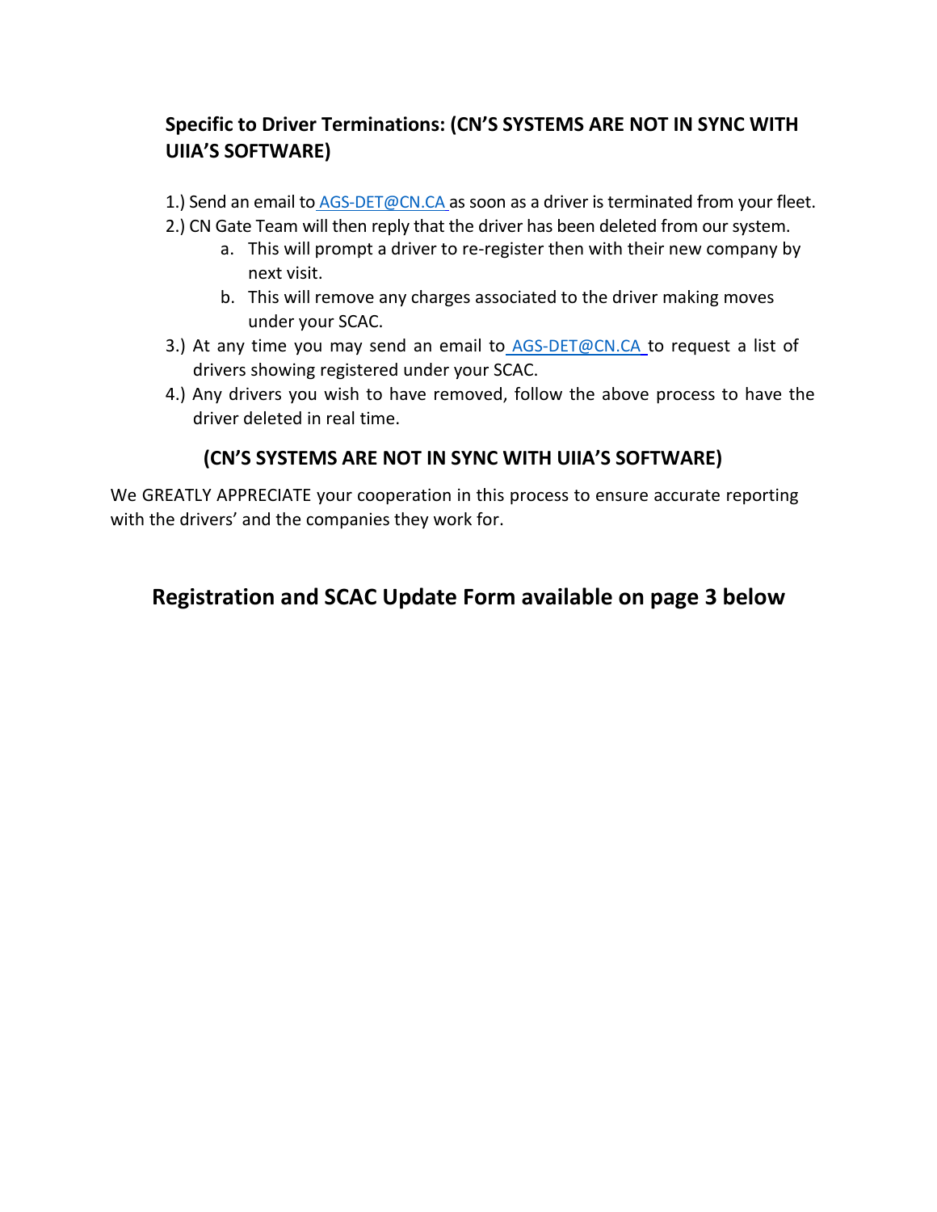**Specific to Driver Terminations: (CN'S SYSTEMS ARE NOT IN SYNC WITH UIIA'S SOFTWARE)**

1.) Send an email to AGS-DET@CN.CA as soon as a driver is terminated from your fleet.

2.) CN Gate Team will then reply that the driver has been deleted from our system.

   a. This will prompt a driver to re-register then with their new company by next visit.

   b. This will remove any charges associated to the driver making moves under your SCAC.

3.) At any time you may send an email to AGS-DET@CN.CA to request a list of drivers showing registered under your SCAC.

4.) Any drivers you wish to have removed, follow the above process to have the driver deleted in real time.

**(CN'S SYSTEMS ARE NOT IN SYNC WITH UIIA'S SOFTWARE)**

We GREATLY APPRECIATE your cooperation in this process to ensure accurate reporting with the drivers' and the companies they work for.

## Registration and SCAC Update Form available on page 3 below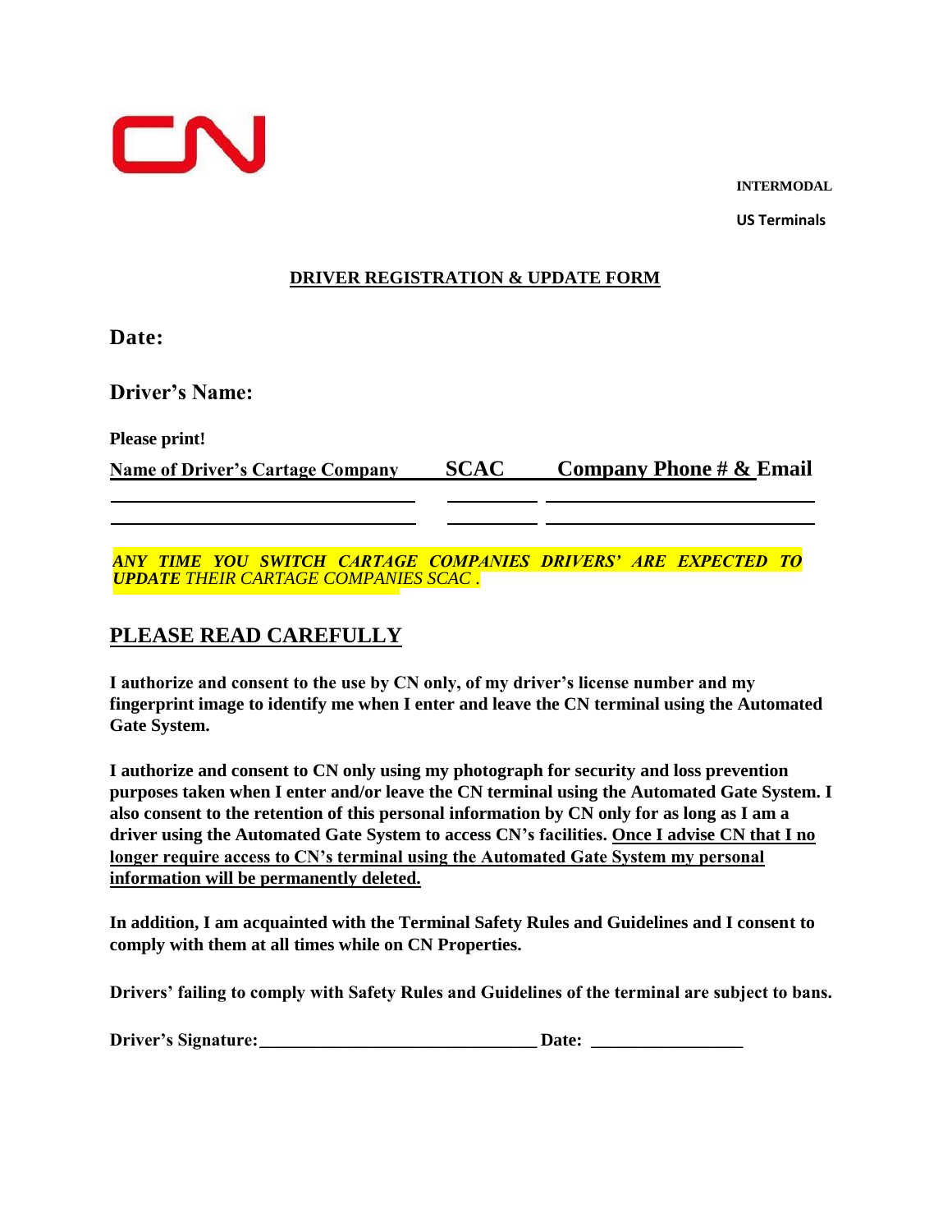CN

**INTERMODAL**

**US Terminals**

## DRIVER REGISTRATION & UPDATE FORM

**Date:**

**Driver's Name:**

**Please print!**

| Name of Driver's Cartage Company | SCAC | Company Phone # & Email |
| --- | --- | --- |
| | | |
| | | |

***ANY TIME YOU SWITCH CARTAGE COMPANIES DRIVERS' ARE EXPECTED TO UPDATE*** *THEIR CARTAGE COMPANIES SCAC .*

## PLEASE READ CAREFULLY

**I authorize and consent to the use by CN only, of my driver's license number and my fingerprint image to identify me when I enter and leave the CN terminal using the Automated Gate System.**

**I authorize and consent to CN only using my photograph for security and loss prevention purposes taken when I enter and/or leave the CN terminal using the Automated Gate System. I also consent to the retention of this personal information by CN only for as long as I am a driver using the Automated Gate System to access CN's facilities. Once I advise CN that I no longer require access to CN's terminal using the Automated Gate System my personal information will be permanently deleted.**

**In addition, I am acquainted with the Terminal Safety Rules and Guidelines and I consent to comply with them at all times while on CN Properties.**

**Drivers' failing to comply with Safety Rules and Guidelines of the terminal are subject to bans.**

**Driver's Signature:\_\_\_\_\_\_\_\_\_\_\_\_\_\_\_\_\_\_\_\_\_\_\_\_\_\_\_\_\_\_\_\_ Date: \_\_\_\_\_\_\_\_\_\_\_\_\_\_\_\_\_**